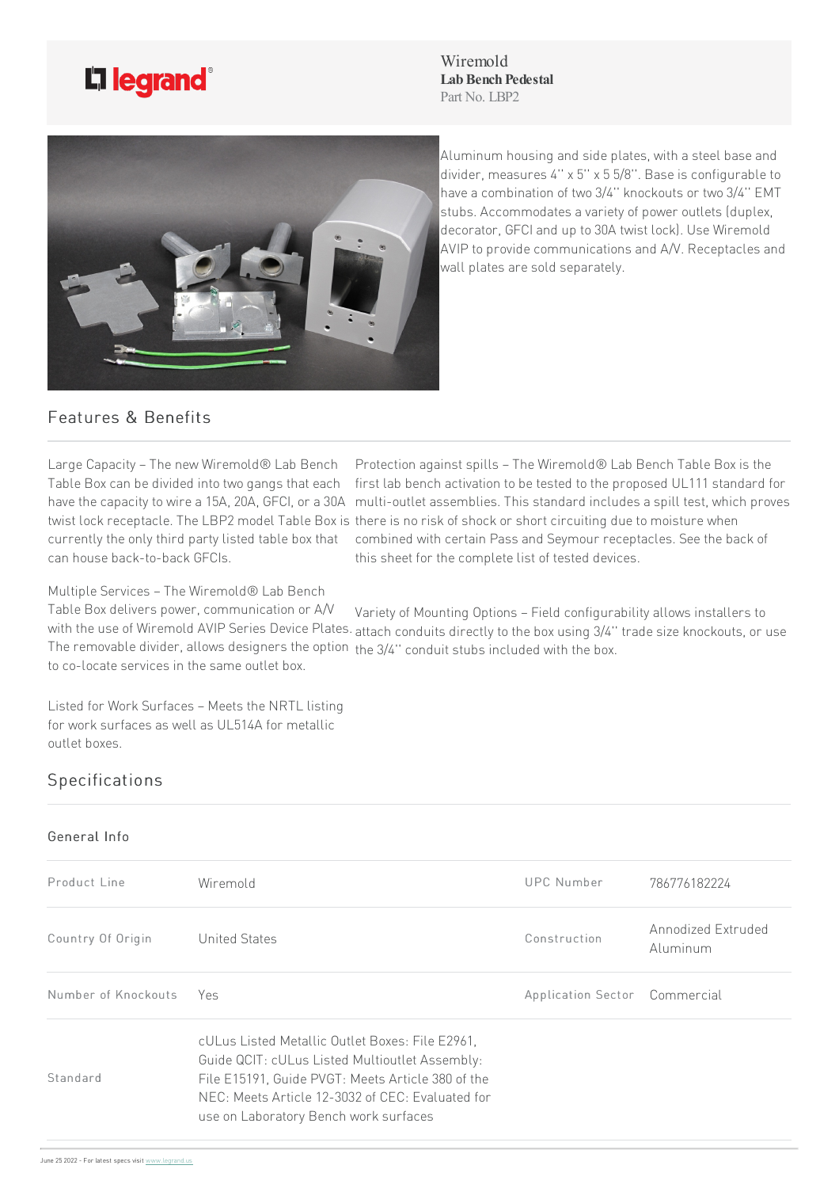Wiremold
**Lab Bench Pedestal**
Part No. LBP2

Aluminum housing and side plates, with a steel base and divider, measures 4" x 5" x 5 5/8". Base is configurable to have a combination of two 3/4" knockouts or two 3/4" EMT stubs. Accommodates a variety of power outlets (duplex, decorator, GFCI and up to 30A twist lock). Use Wiremold AVIP to provide communications and A/V. Receptacles and wall plates are sold separately.

## Features & Benefits

Large Capacity – The new Wiremold® Lab Bench Table Box can be divided into two gangs that each have the capacity to wire a 15A, 20A, GFCI, or a 30A twist lock receptacle. The LBP2 model Table Box is currently the only third party listed table box that can house back-to-back GFCIs.

Multiple Services – The Wiremold® Lab Bench Table Box delivers power, communication or A/V with the use of Wiremold AVIP Series Device Plates. The removable divider, allows designers the option to co-locate services in the same outlet box.

Listed for Work Surfaces – Meets the NRTL listing for work surfaces as well as UL514A for metallic outlet boxes.

Protection against spills – The Wiremold® Lab Bench Table Box is the first lab bench activation to be tested to the proposed UL111 standard for multi-outlet assemblies. This standard includes a spill test, which proves there is no risk of shock or short circuiting due to moisture when combined with certain Pass and Seymour receptacles. See the back of this sheet for the complete list of tested devices.

Variety of Mounting Options – Field configurability allows installers to attach conduits directly to the box using 3/4" trade size knockouts, or use the 3/4" conduit stubs included with the box.

## Specifications

### General Info

| Product Line | Wiremold | UPC Number | 786776182224 |
|---|---|---|---|
| Country Of Origin | United States | Construction | Annodized Extruded Aluminum |
| Number of Knockouts | Yes | Application Sector | Commercial |
| Standard | cULus Listed Metallic Outlet Boxes: File E2961, Guide QCIT: cULus Listed Multioutlet Assembly: File E15191, Guide PVGT: Meets Article 380 of the NEC: Meets Article 12-3032 of CEC: Evaluated for use on Laboratory Bench work surfaces | | |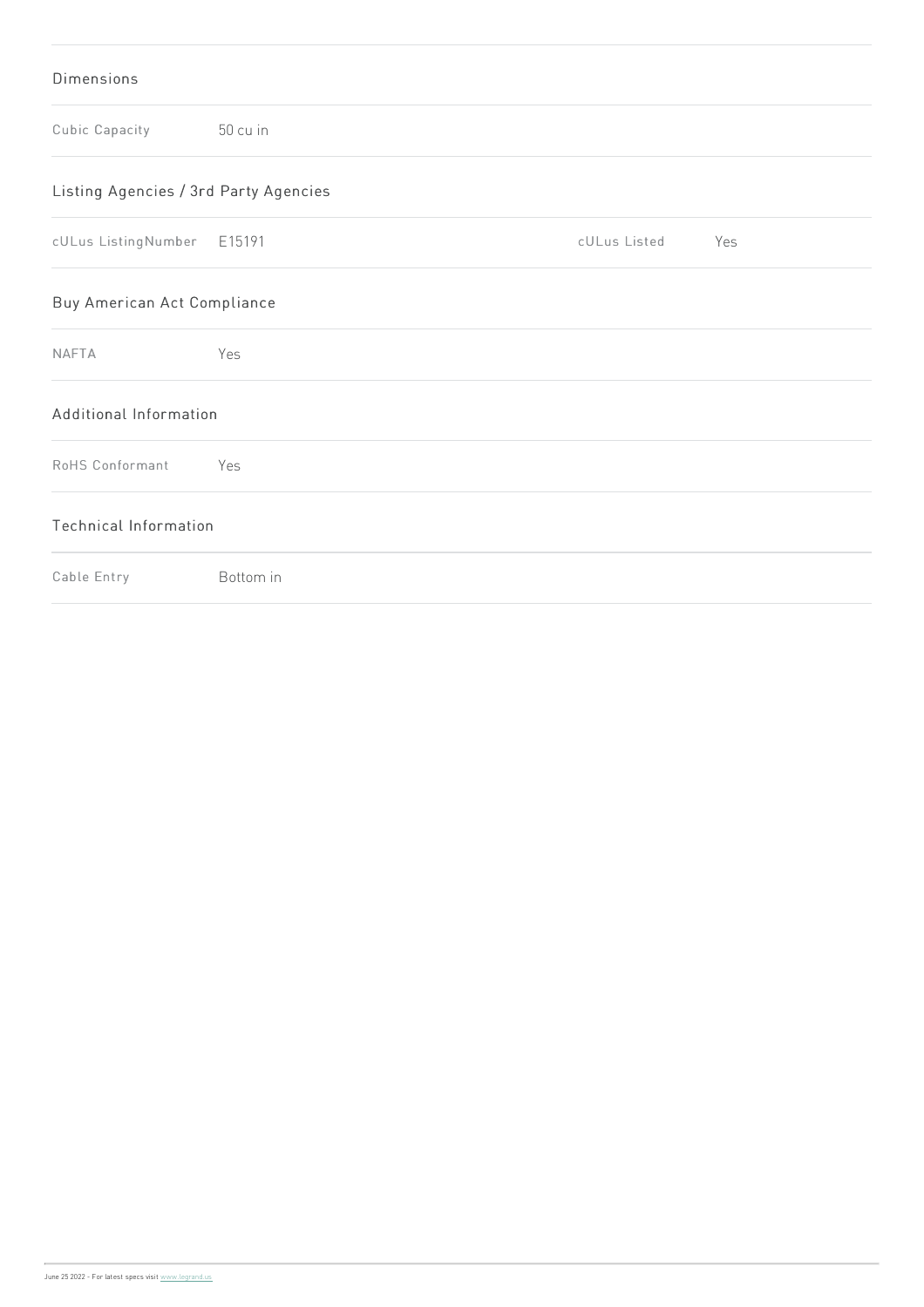## Dimensions

| | |
|---|---|
| Cubic Capacity | 50 cu in |

## Listing Agencies / 3rd Party Agencies

| | | | |
|---|---|---|---|
| cULus ListingNumber | E15191 | cULus Listed | Yes |

## Buy American Act Compliance

| | |
|---|---|
| NAFTA | Yes |

## Additional Information

| | |
|---|---|
| RoHS Conformant | Yes |

## Technical Information

| | |
|---|---|
| Cable Entry | Bottom in |

June 25 2022 - For latest specs visit www.legrand.us